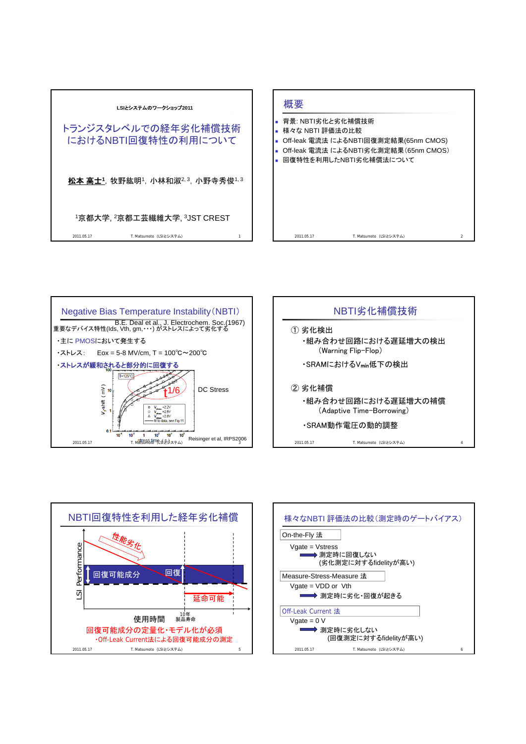LSIとシステムのワークショップ2011

# トランジスタレベルでの経年劣化補償技術におけるNBTI回復特性の利用について

**松本 高士**[1], 牧野紘明[1], 小林和淑[2,3], 小野寺秀俊[1,3]

[1]京都大学, [2]京都工芸繊維大学, [3]JST CREST

## 概要

- 背景: NBTI劣化と劣化補償技術
- 様々な NBTI 評価法の比較
- Off-leak 電流法 によるNBTI回復測定結果(65nm CMOS)
- Off-leak 電流法 によるNBTI劣化測定結果(65nm CMOS)
- 回復特性を利用したNBTI劣化補償法について

## Negative Bias Temperature Instability(NBTI)

B.E. Deal et al., J. Electrochem. Soc.(1967)

重要なデバイス特性(Ids, Vth, gm,・・・) がストレスによって劣化する

・主に PMOSにおいて発生する

・ストレス: Eox = 5-8 MV/cm, T = 100℃～200℃

・**ストレスが緩和されると部分的に回復する**

DC Stress

t1/6

Reisinger et al, IRPS2006

## NBTI劣化補償技術

① 劣化検出

・組み合わせ回路における遅延増大の検出
(Warning Flip−Flop)

・SRAMにおける$V_{min}$低下の検出

② 劣化補償

・組み合わせ回路における遅延増大の補償
(Adaptive Time−Borrowing)

・SRAM動作電圧の動的調整

## NBTI回復特性を利用した経年劣化補償

性能劣化

回復可能成分

回復

延命可能

LSI Performance

使用時間

10年
製品寿命

回復可能成分の定量化・モデル化が必須

・Off-Leak Current法による回復可能成分の測定

## 様々なNBTI 評価法の比較(測定時のゲートバイアス)

On-the-Fly 法

Vgate = Vstress

➡ 測定時に回復しない
(劣化測定に対するfidelityが高い)

Measure-Stress-Measure 法

Vgate = VDD or Vth

➡ 測定時に劣化・回復が起きる

Off-Leak Current 法

Vgate = 0 V

➡ 測定時に劣化しない
(回復測定に対するfidelityが高い)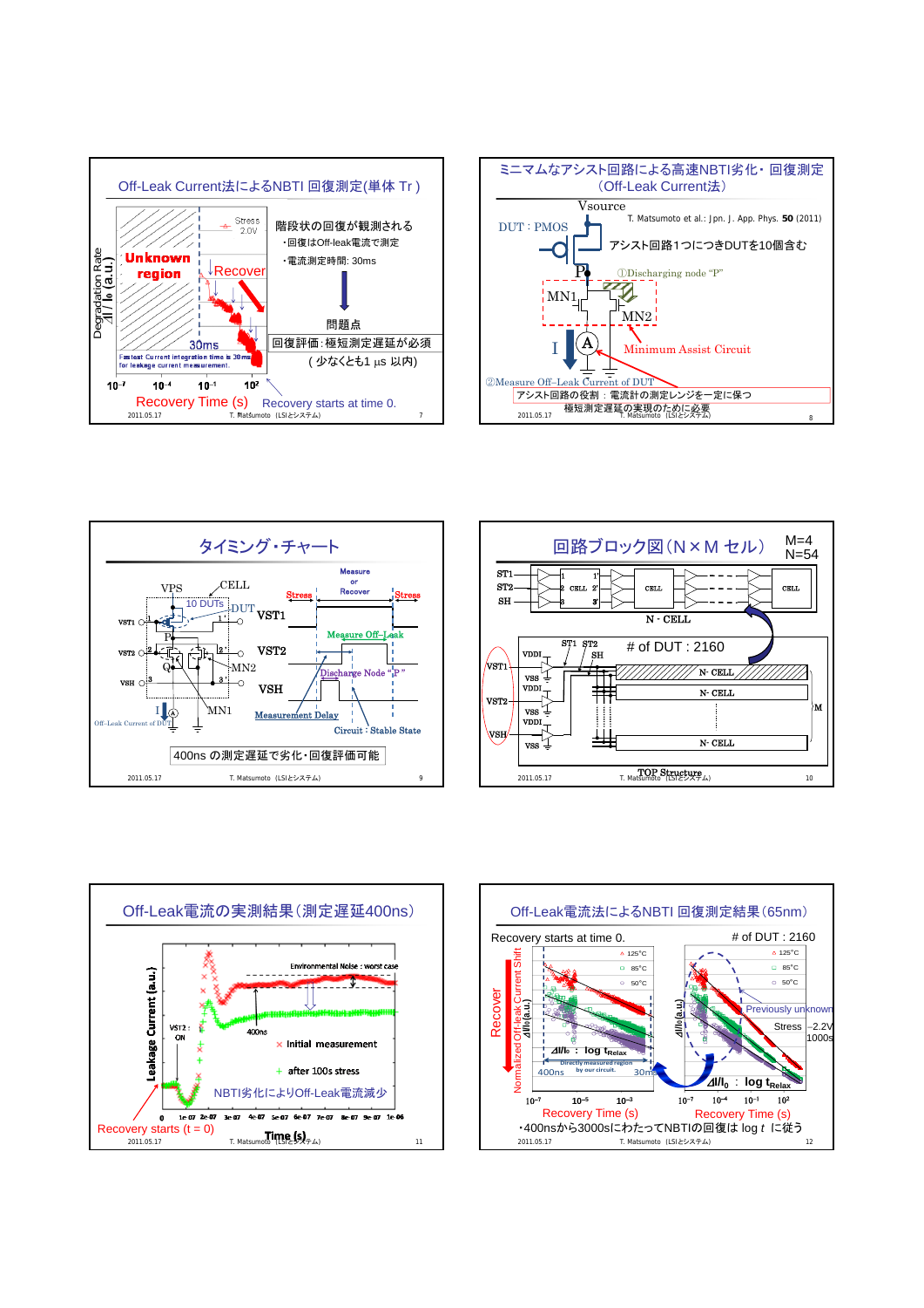## Off-Leak Current法によるNBTI 回復測定(単体 Tr)

Stress 2.0V

Unknown region

Recover

30ms

Fastest Current integration time is 30ms for leakage current measurement.

Degradation Rate $\Delta I / I_0$ (a.u.)

$10^{-7}$ $10^{-4}$ $10^{-1}$ $10^{2}$

Recovery Time (s)

Recovery starts at time 0.

階段状の回復が観測される

- 回復はOff-leak電流で測定
- 電流測定時間: 30ms

問題点

回復評価：極短測定遅延が必須

( 少なくとも1 μs 以内)

## ミニマムなアシスト回路による高速NBTI劣化・回復測定（Off-Leak Current法）

Vsource

T. Matsumoto et al.: Jpn. J. Appl. Phys. **50** (2011)

DUT：PMOS

アシスト回路1つにつきDUTを10個含む

P

①Discharging node "P"

MN1

MN2

I

A

Minimum Assist Circuit

②Measure Off-Leak Current of DUT

アシスト回路の役割：電流計の測定レンジを一定に保つ

極短測定遅延の実現のために必要

## タイミング・チャート

VPS

CELL

10 DUTs

DUT

VST1

VST2

VSH

P

Q

MN2

MN1

I

Off-Leak Current of DUT

Stress

Measure or Recover

Stress

VST1

Measure Off-Leak

VST2

Discharge Node "P"

VSH

Measurement Delay

Circuit : Stable State

400ns の測定遅延で劣化・回復評価可能

## 回路ブロック図（N×M セル）

M=4

N=54

ST1

ST2

SH

CELL

CELL

N - CELL

ST1 ST2 SH

\# of DUT : 2160

VDDI

VST1

VSS

VDDI

VST2

VSS

VDDI

VSH

VSS

N- CELL

N- CELL

N- CELL

M

TOP Structure

## Off-Leak電流の実測結果（測定遅延400ns）

Environmental Noise : worst case

Leakage Current [a.u.]

VST2 : ON

400ns

× Initial measurement

+ after 100s stress

NBTI劣化によりOff-Leak電流減少

0 1e-07 2e-07 3e-07 4e-07 5e-07 6e-07 7e-07 8e-07 9e-07 1e-06

Time (s)

Recovery starts (t = 0)

## Off-Leak電流法によるNBTI 回復測定結果(65nm)

Recovery starts at time 0.

\# of DUT : 2160

Recover

Normalized Off-leak Current Shift $\Delta I/I_0$ (a.u.)

125°C

85°C

50°C

$\Delta I/I_0$ : log $t_{Relax}$

Directly measured region by our circuit.

400ns

30ms

$10^{-7}$ $10^{-5}$ $10^{-3}$

Recovery Time (s)

$\Delta I/I_0$ (a.u.)

125°C

85°C

50°C

Previously unknown

Stress -2.2V 1000s

$\Delta I/I_0$ : log $t_{Relax}$

$10^{-7}$ $10^{-4}$ $10^{-1}$ $10^{2}$

Recovery Time (s)

・400nsから3000sにわたってNBTIの回復は log $t$ に従う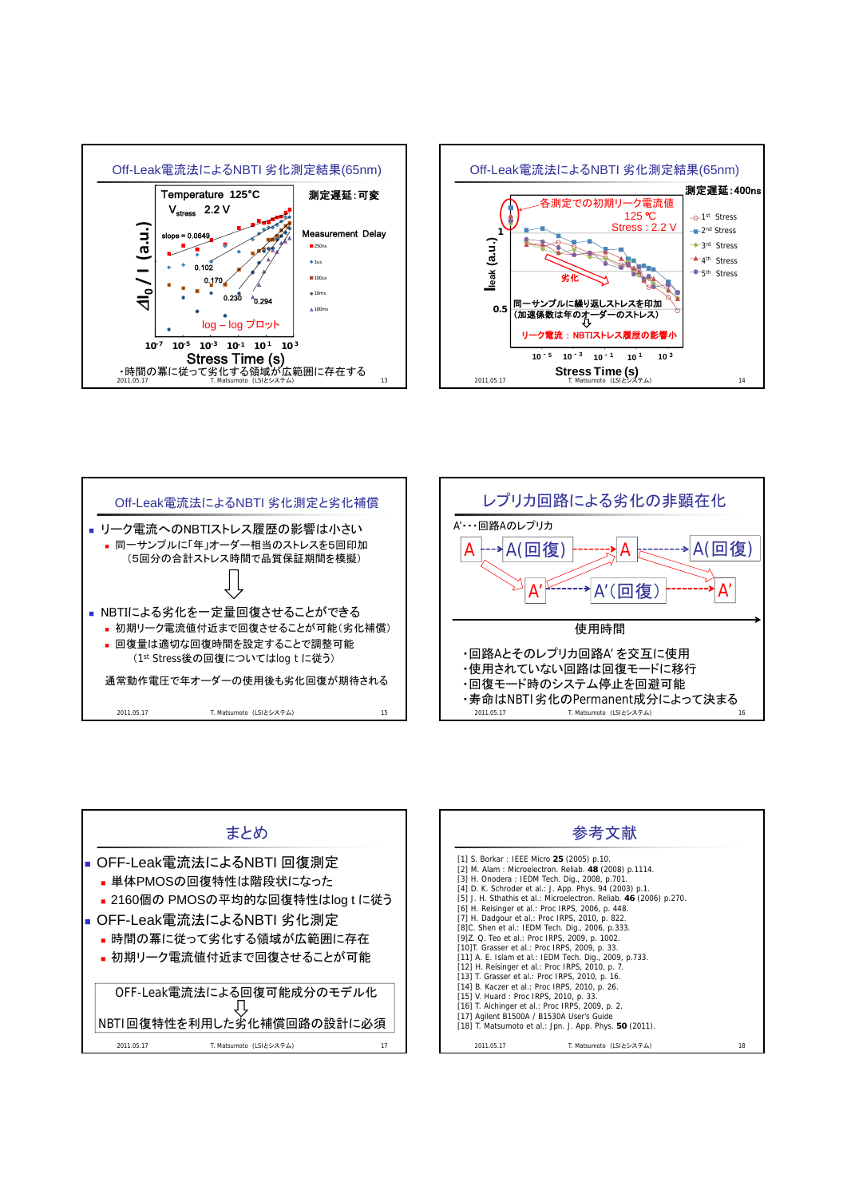## Off-Leak電流法によるNBTI 劣化測定結果(65nm)

Temperature 125°C
$V_{stress}$ 2.2 V

測定遅延：可変

Measurement Delay

250ns
1us
100us
10ms
100ms

slope = 0.0649
0.102
0.170
0.230
0.294

log – log プロット

$\Delta I_0 / I$ (a.u.)

$10^{-7}$ $10^{-5}$ $10^{-3}$ $10^{-1}$ $10^{1}$ $10^{3}$

Stress Time (s)

・時間の冪に従って劣化する領域が広範囲に存在する

## Off-Leak電流法によるNBTI 劣化測定結果(65nm)

測定遅延：400ns

各測定での初期リーク電流値
125 ℃
Stress : 2.2 V

1st Stress
2nd Stress
3rd Stress
4th Stress
5th Stress

劣化

$I_{leak}$ (a.u.)

1
0.5

同一サンプルに繰り返しストレスを印加
（加速係数は年のオーダーのストレス）
⇩
リーク電流 : NBTIストレス履歴の影響小

$10^{-5}$ $10^{-3}$ $10^{-1}$ $10^{1}$ $10^{3}$

Stress Time (s)

## Off-Leak電流法によるNBTI 劣化測定と劣化補償

- リーク電流へのNBTIストレス履歴の影響は小さい
  - 同一サンプルに「年」オーダー相当のストレスを5回印加
    （5回分の合計ストレス時間で品質保証期間を模擬）

⇩

- NBTIによる劣化を一定量回復させることができる
  - 初期リーク電流値付近まで回復させることが可能（劣化補償）
  - 回復量は適切な回復時間を設定することで調整可能
    （1st Stress後の回復についてはlog t に従う）

通常動作電圧で年オーダーの使用後も劣化回復が期待される

## レプリカ回路による劣化の非顕在化

A'・・・回路Aのレプリカ

A → A(回復) → A → A(回復)

A' → A'(回復) → A'

使用時間

・回路AとそのレプリカA' を交互に使用
・使用されていない回路は回復モードに移行
・回復モード時のシステム停止を回避可能
・寿命はNBTI劣化のPermanent成分によって決まる

## まとめ

- OFF-Leak電流法によるNBTI 回復測定
  - 単体PMOSの回復特性は階段状になった
  - 2160個の PMOSの平均的な回復特性はlog t に従う
- OFF-Leak電流法によるNBTI 劣化測定
  - 時間の冪に従って劣化する領域が広範囲に存在
  - 初期リーク電流値付近まで回復させることが可能

OFF-Leak電流法による回復可能成分のモデル化
⇩
NBTI回復特性を利用した劣化補償回路の設計に必須

## 参考文献

[1] S. Borkar : IEEE Micro **25** (2005) p.10.
[2] M. Alam : Microelectron. Reliab. **48** (2008) p.1114.
[3] H. Onodera : IEDM Tech. Dig., 2008, p.701.
[4] D. K. Schroder et al.: J. App. Phys. 94 (2003) p.1.
[5] J. H. Sthathis et al.: Microelectron. Reliab. **46** (2006) p.270.
[6] H. Reisinger et al.: Proc IRPS, 2006, p. 448.
[7] H. Dadgour et al.: Proc IRPS, 2010, p. 822.
[8]C. Shen et al.: IEDM Tech. Dig., 2006, p.333.
[9]Z. Q. Teo et al.: Proc IRPS, 2009, p. 1002.
[10]T. Grasser et al.: Proc IRPS, 2009, p. 33.
[11] A. E. Islam et al.: IEDM Tech. Dig., 2009, p.733.
[12] H. Reisinger et al.: Proc IRPS, 2010, p. 7.
[13] T. Grasser et al.: Proc IRPS, 2010, p. 16.
[14] B. Kaczer et al.: Proc IRPS, 2010, p. 26.
[15] V. Huard : Proc IRPS, 2010, p. 33.
[16] T. Aichinger et al.: Proc IRPS, 2009, p. 2.
[17] Agilent B1500A / B1530A User's Guide
[18] T. Matsumoto et al.: Jpn. J. App. Phys. **50** (2011).